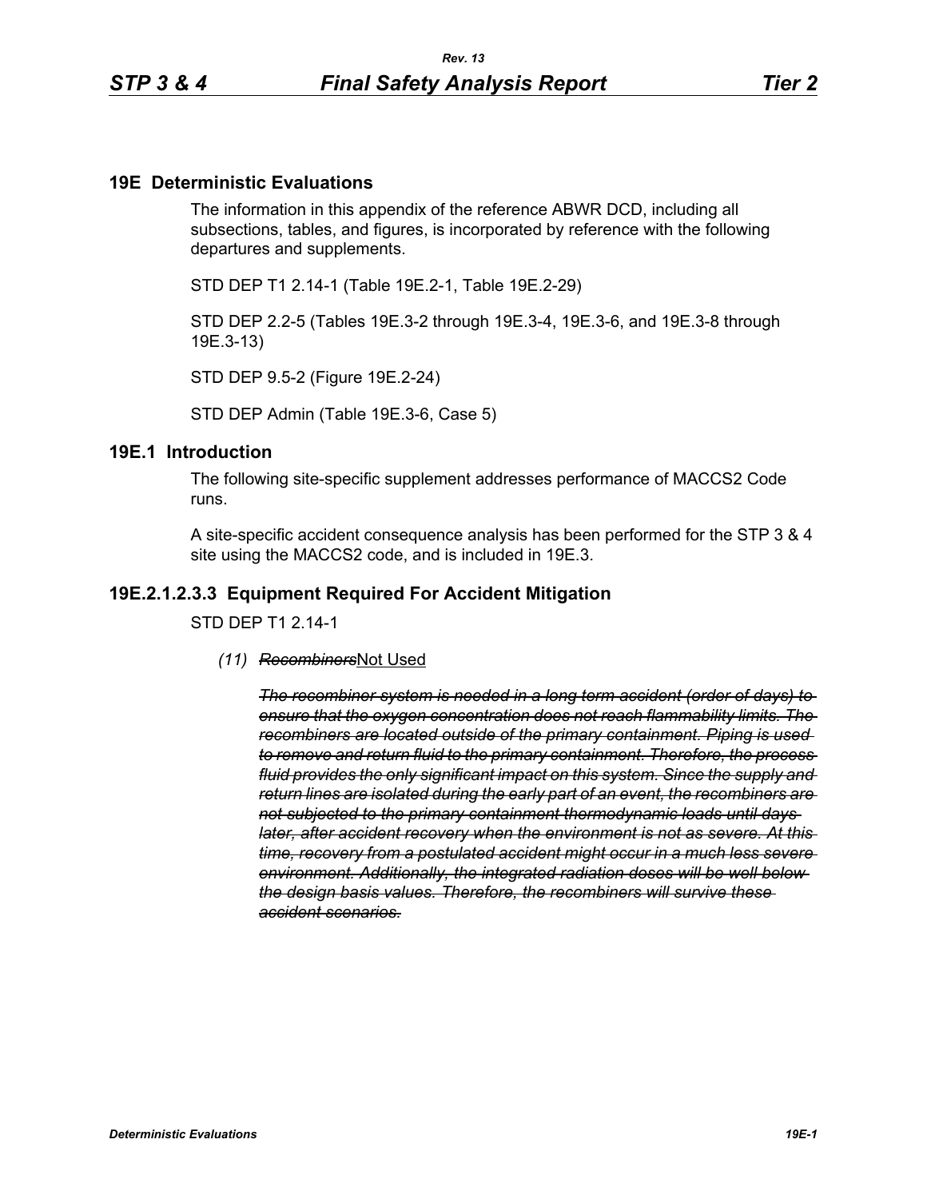## 19E Deterministic Evaluations

The information in this appendix of the reference ABWR DCD, including all subsections, tables, and figures, is incorporated by reference with the following departures and supplements.

STD DEP T1 2.14-1 (Table 19E.2-1, Table 19E.2-29)

STD DEP 2.2-5 (Tables 19E.3-2 through 19E.3-4, 19E.3-6, and 19E.3-8 through 19E.3-13)

STD DEP 9.5-2 (Figure 19E.2-24)

STD DEP Admin (Table 19E.3-6, Case 5)

## 19E.1 Introduction

The following site-specific supplement addresses performance of MACCS2 Code runs.

A site-specific accident consequence analysis has been performed for the STP 3 & 4 site using the MACCS2 code, and is included in 19E.3.

## 19E.2.1.2.3.3 Equipment Required For Accident Mitigation

STD DEP T1 2.14-1

*(11)* ~~*Recombiners*~~<u>Not Used</u>

~~*The recombiner system is needed in a long term accident (order of days) to ensure that the oxygen concentration does not reach flammability limits. The recombiners are located outside of the primary containment. Piping is used to remove and return fluid to the primary containment. Therefore, the process fluid provides the only significant impact on this system. Since the supply and return lines are isolated during the early part of an event, the recombiners are not subjected to the primary containment thermodynamic loads until days later, after accident recovery when the environment is not as severe. At this time, recovery from a postulated accident might occur in a much less severe environment. Additionally, the integrated radiation doses will be well below the design basis values. Therefore, the recombiners will survive these accident scenarios.*~~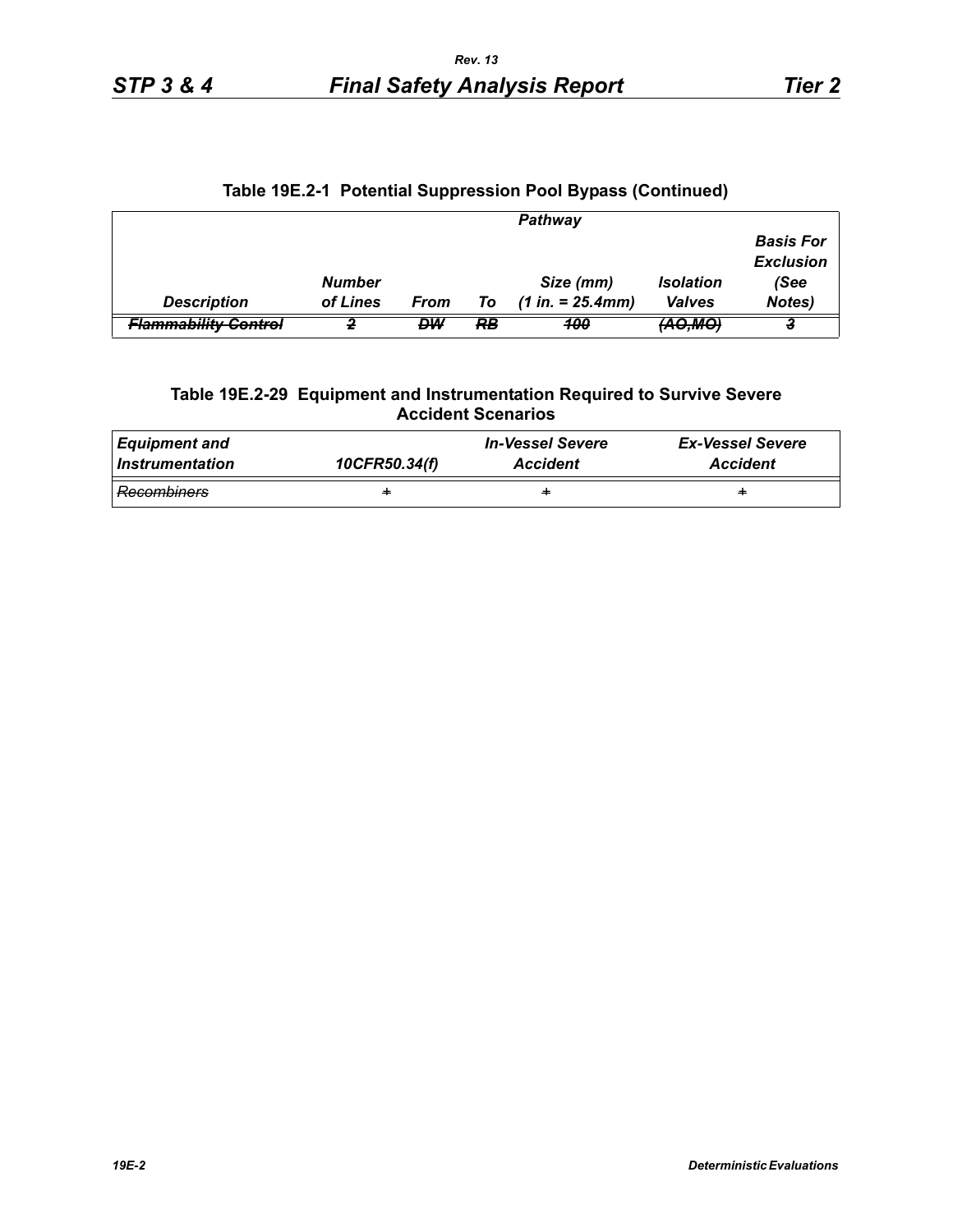**Table 19E.2-1 Potential Suppression Pool Bypass (Continued)**

| | Pathway | | | | | |
|---|---|---|---|---|---|---|
| *Description* | *Number of Lines* | *From* | *To* | *Size (mm) (1 in. = 25.4mm)* | *Isolation Valves* | *Basis For Exclusion (See Notes)* |
| ~~*Flammability Control*~~ | ~~*2*~~ | ~~*DW*~~ | ~~*RB*~~ | ~~*100*~~ | ~~*(AO,MO)*~~ | ~~*3*~~ |

**Table 19E.2-29 Equipment and Instrumentation Required to Survive Severe Accident Scenarios**

| *Equipment and Instrumentation* | *10CFR50.34(f)* | *In-Vessel Severe Accident* | *Ex-Vessel Severe Accident* |
|---|---|---|---|
| ~~*Recombiners*~~ | ~~+~~ | ~~+~~ | ~~+~~ |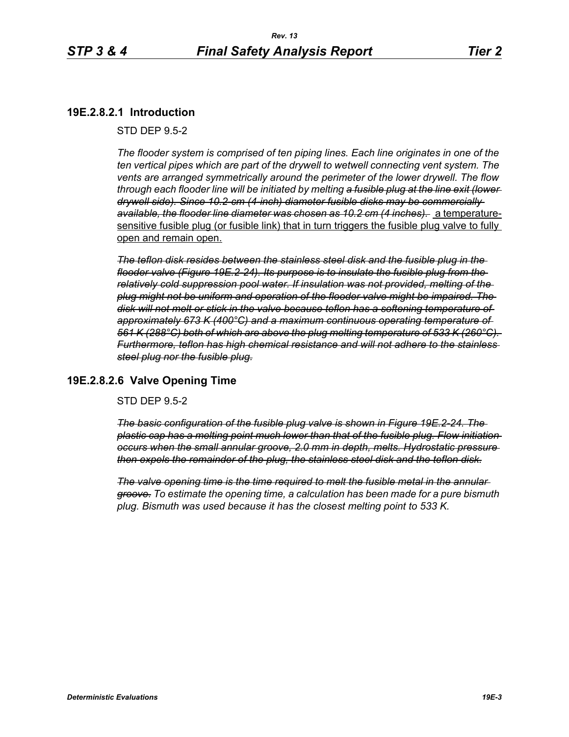### 19E.2.8.2.1 Introduction

STD DEP 9.5-2

*The flooder system is comprised of ten piping lines. Each line originates in one of the ten vertical pipes which are part of the drywell to wetwell connecting vent system. The vents are arranged symmetrically around the perimeter of the lower drywell. The flow through each flooder line will be initiated by melting* ~~*a fusible plug at the line exit (lower drywell side). Since 10.2-cm (4-inch) diameter fusible disks may be commercially available, the flooder line diameter was chosen as 10.2 cm (4 inches).*~~ a temperature-sensitive fusible plug (or fusible link) that in turn triggers the fusible plug valve to fully open and remain open.

~~*The teflon disk resides between the stainless steel disk and the fusible plug in the flooder valve (Figure 19E.2-24). Its purpose is to insulate the fusible plug from the relatively cold suppression pool water. If insulation was not provided, melting of the plug might not be uniform and operation of the flooder valve might be impaired. The disk will not melt or stick in the valve because teflon has a softening temperature of approximately 673 K (400°C) and a maximum continuous operating temperature of 561 K (288°C) both of which are above the plug melting temperature of 533 K (260°C). Furthermore, teflon has high chemical resistance and will not adhere to the stainless steel plug nor the fusible plug.*~~

### 19E.2.8.2.6 Valve Opening Time

STD DEP 9.5-2

~~*The basic configuration of the fusible plug valve is shown in Figure 19E.2-24. The plastic cap has a melting point much lower than that of the fusible plug. Flow initiation occurs when the small annular groove, 2.0 mm in depth, melts. Hydrostatic pressure then expels the remainder of the plug, the stainless steel disk and the teflon disk.*~~

~~*The valve opening time is the time required to melt the fusible metal in the annular groove.*~~ *To estimate the opening time, a calculation has been made for a pure bismuth plug. Bismuth was used because it has the closest melting point to 533 K.*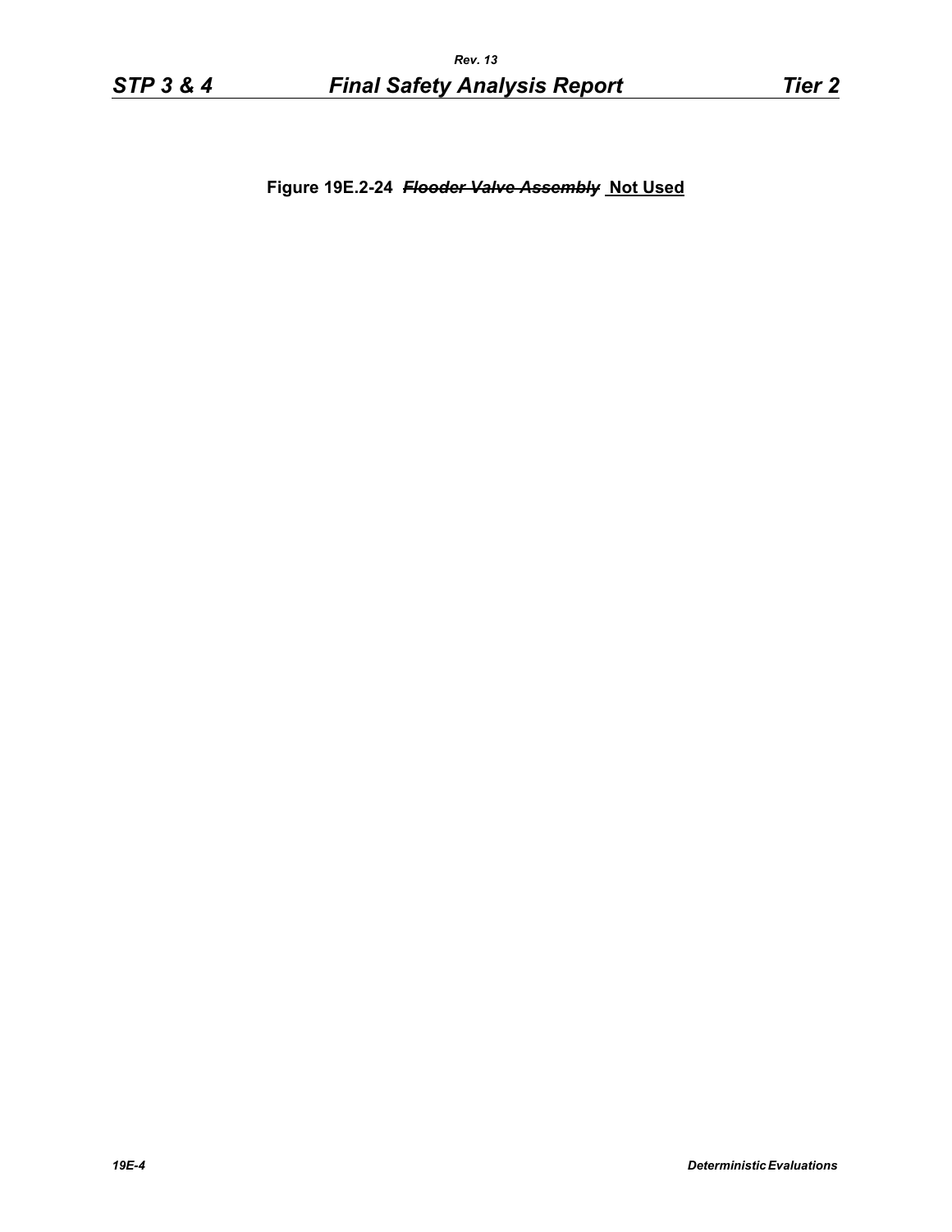**Figure 19E.2-24 ~~*Flooder Valve Assembly*~~ <u>Not Used</u>**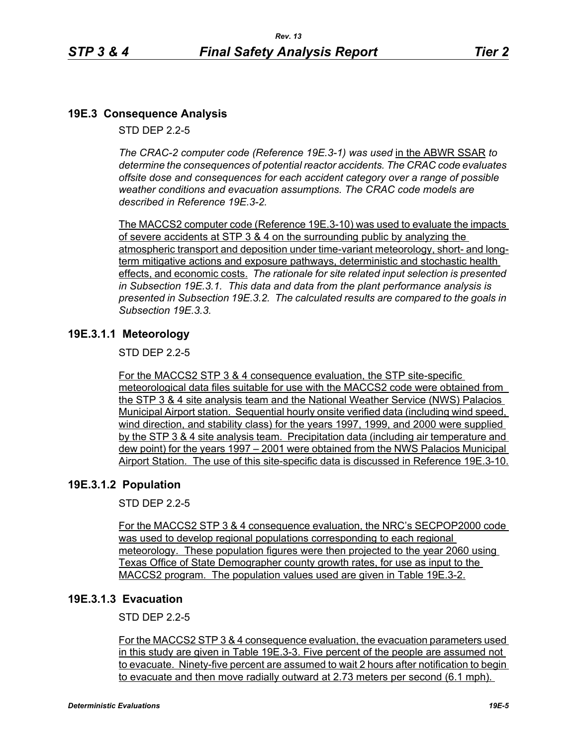## 19E.3 Consequence Analysis

STD DEP 2.2-5

*The CRAC-2 computer code (Reference 19E.3-1) was used* in the ABWR SSAR *to determine the consequences of potential reactor accidents. The CRAC code evaluates offsite dose and consequences for each accident category over a range of possible weather conditions and evacuation assumptions. The CRAC code models are described in Reference 19E.3-2.*

The MACCS2 computer code (Reference 19E.3-10) was used to evaluate the impacts of severe accidents at STP 3 & 4 on the surrounding public by analyzing the atmospheric transport and deposition under time-variant meteorology, short- and long-term mitigative actions and exposure pathways, deterministic and stochastic health effects, and economic costs. *The rationale for site related input selection is presented in Subsection 19E.3.1. This data and data from the plant performance analysis is presented in Subsection 19E.3.2. The calculated results are compared to the goals in Subsection 19E.3.3.*

### 19E.3.1.1 Meteorology

STD DEP 2.2-5

For the MACCS2 STP 3 & 4 consequence evaluation, the STP site-specific meteorological data files suitable for use with the MACCS2 code were obtained from the STP 3 & 4 site analysis team and the National Weather Service (NWS) Palacios Municipal Airport station. Sequential hourly onsite verified data (including wind speed, wind direction, and stability class) for the years 1997, 1999, and 2000 were supplied by the STP 3 & 4 site analysis team. Precipitation data (including air temperature and dew point) for the years 1997 – 2001 were obtained from the NWS Palacios Municipal Airport Station. The use of this site-specific data is discussed in Reference 19E.3-10.

### 19E.3.1.2 Population

STD DEP 2.2-5

For the MACCS2 STP 3 & 4 consequence evaluation, the NRC's SECPOP2000 code was used to develop regional populations corresponding to each regional meteorology. These population figures were then projected to the year 2060 using Texas Office of State Demographer county growth rates, for use as input to the MACCS2 program. The population values used are given in Table 19E.3-2.

### 19E.3.1.3 Evacuation

STD DEP 2.2-5

For the MACCS2 STP 3 & 4 consequence evaluation, the evacuation parameters used in this study are given in Table 19E.3-3. Five percent of the people are assumed not to evacuate. Ninety-five percent are assumed to wait 2 hours after notification to begin to evacuate and then move radially outward at 2.73 meters per second (6.1 mph).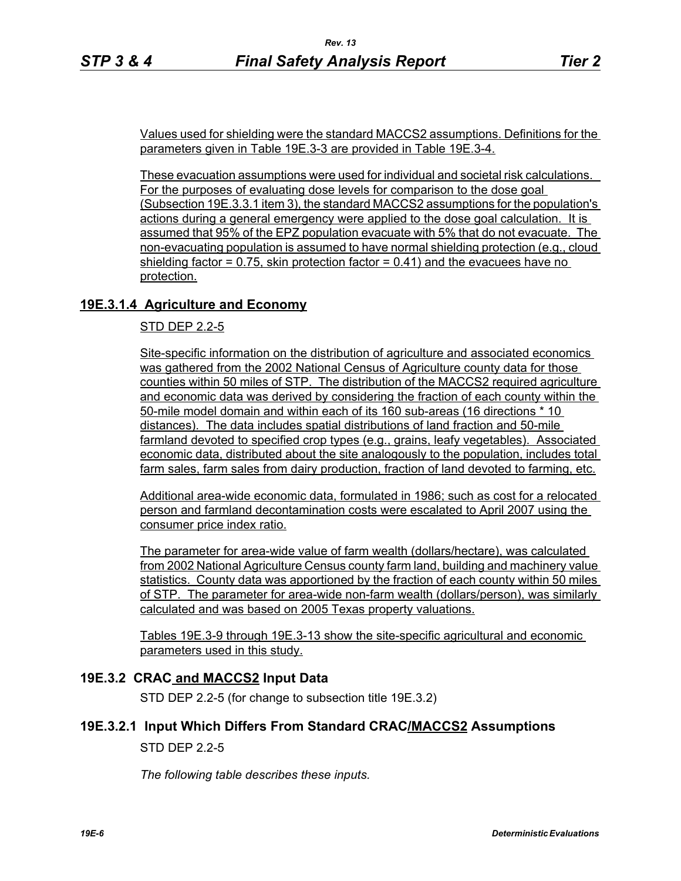Values used for shielding were the standard MACCS2 assumptions. Definitions for the parameters given in Table 19E.3-3 are provided in Table 19E.3-4.

These evacuation assumptions were used for individual and societal risk calculations. For the purposes of evaluating dose levels for comparison to the dose goal (Subsection 19E.3.3.1 item 3), the standard MACCS2 assumptions for the population's actions during a general emergency were applied to the dose goal calculation. It is assumed that 95% of the EPZ population evacuate with 5% that do not evacuate. The non-evacuating population is assumed to have normal shielding protection (e.g., cloud shielding factor = 0.75, skin protection factor = 0.41) and the evacuees have no protection.

### 19E.3.1.4 Agriculture and Economy

STD DEP 2.2-5

Site-specific information on the distribution of agriculture and associated economics was gathered from the 2002 National Census of Agriculture county data for those counties within 50 miles of STP. The distribution of the MACCS2 required agriculture and economic data was derived by considering the fraction of each county within the 50-mile model domain and within each of its 160 sub-areas (16 directions * 10 distances). The data includes spatial distributions of land fraction and 50-mile farmland devoted to specified crop types (e.g., grains, leafy vegetables). Associated economic data, distributed about the site analogously to the population, includes total farm sales, farm sales from dairy production, fraction of land devoted to farming, etc.

Additional area-wide economic data, formulated in 1986; such as cost for a relocated person and farmland decontamination costs were escalated to April 2007 using the consumer price index ratio.

The parameter for area-wide value of farm wealth (dollars/hectare), was calculated from 2002 National Agriculture Census county farm land, building and machinery value statistics. County data was apportioned by the fraction of each county within 50 miles of STP. The parameter for area-wide non-farm wealth (dollars/person), was similarly calculated and was based on 2005 Texas property valuations.

Tables 19E.3-9 through 19E.3-13 show the site-specific agricultural and economic parameters used in this study.

## 19E.3.2 CRAC and MACCS2 Input Data

STD DEP 2.2-5 (for change to subsection title 19E.3.2)

### 19E.3.2.1 Input Which Differs From Standard CRAC/MACCS2 Assumptions

STD DEP 2.2-5

*The following table describes these inputs.*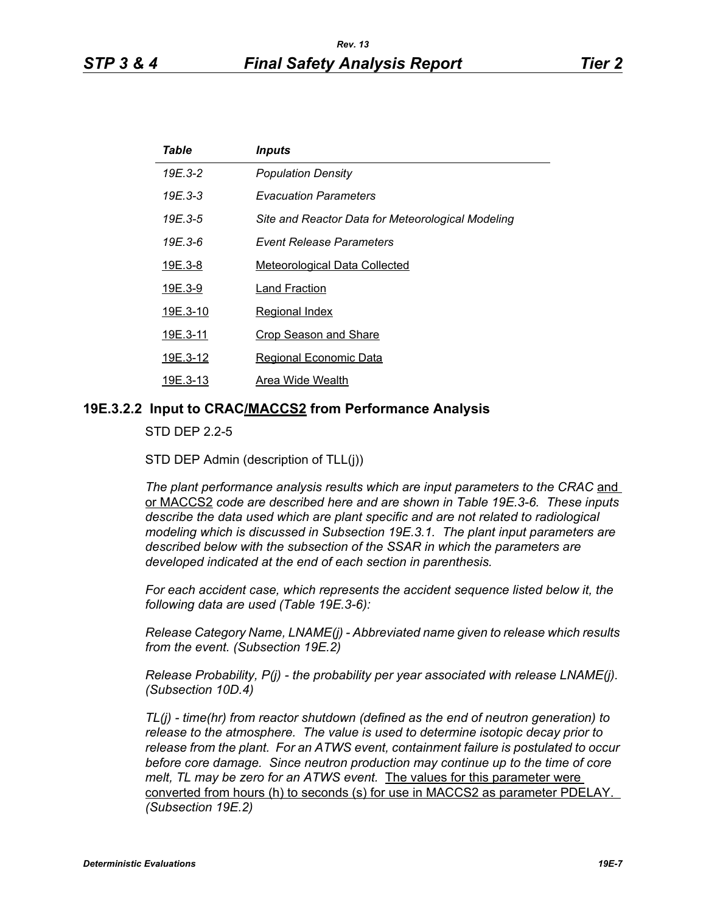| *Table* | *Inputs* |
|---|---|
| *19E.3-2* | *Population Density* |
| *19E.3-3* | *Evacuation Parameters* |
| *19E.3-5* | *Site and Reactor Data for Meteorological Modeling* |
| *19E.3-6* | *Event Release Parameters* |
| 19E.3-8 | Meteorological Data Collected |
| 19E.3-9 | Land Fraction |
| 19E.3-10 | Regional Index |
| 19E.3-11 | Crop Season and Share |
| 19E.3-12 | Regional Economic Data |
| 19E.3-13 | Area Wide Wealth |

## 19E.3.2.2 Input to CRAC/MACCS2 from Performance Analysis

STD DEP 2.2-5

STD DEP Admin (description of TLL(j))

*The plant performance analysis results which are input parameters to the CRAC* and or MACCS2 *code are described here and are shown in Table 19E.3-6. These inputs describe the data used which are plant specific and are not related to radiological modeling which is discussed in Subsection 19E.3.1. The plant input parameters are described below with the subsection of the SSAR in which the parameters are developed indicated at the end of each section in parenthesis.*

*For each accident case, which represents the accident sequence listed below it, the following data are used (Table 19E.3-6):*

*Release Category Name, LNAME(j) - Abbreviated name given to release which results from the event. (Subsection 19E.2)*

*Release Probability, P(j) - the probability per year associated with release LNAME(j). (Subsection 10D.4)*

*TL(j) - time(hr) from reactor shutdown (defined as the end of neutron generation) to release to the atmosphere. The value is used to determine isotopic decay prior to release from the plant. For an ATWS event, containment failure is postulated to occur before core damage. Since neutron production may continue up to the time of core melt, TL may be zero for an ATWS event.* The values for this parameter were converted from hours (h) to seconds (s) for use in MACCS2 as parameter PDELAY. *(Subsection 19E.2)*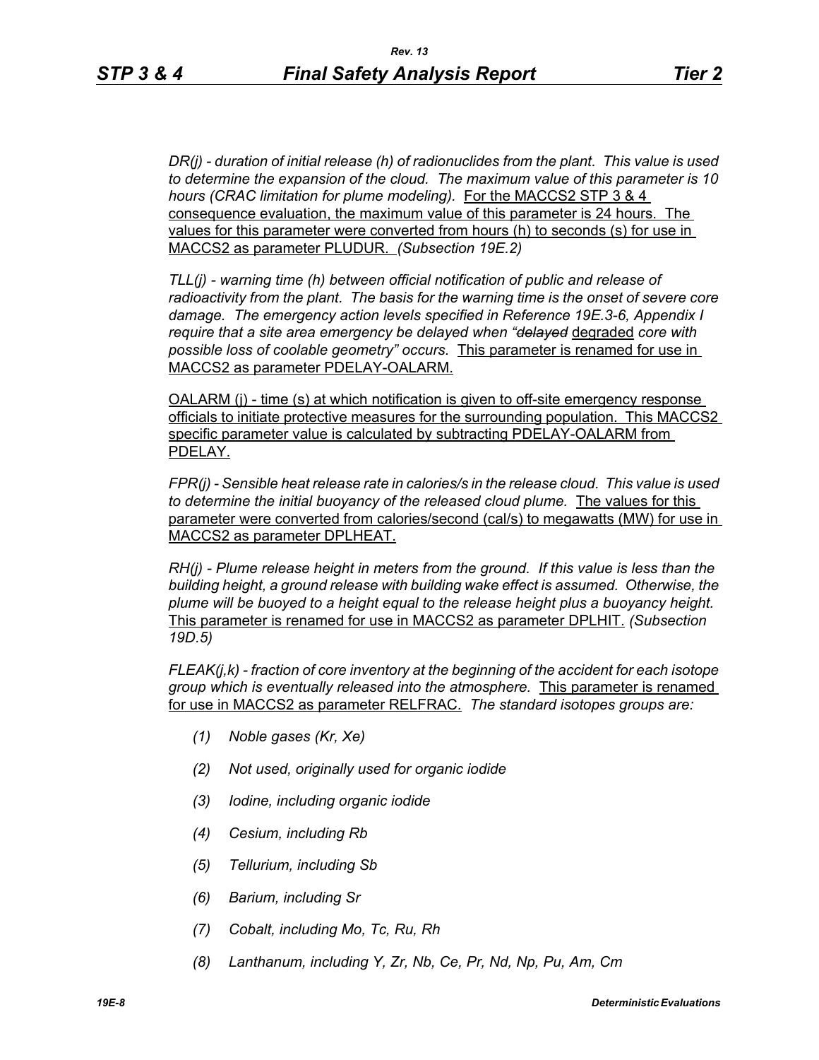*DR(j) - duration of initial release (h) of radionuclides from the plant. This value is used to determine the expansion of the cloud. The maximum value of this parameter is 10 hours (CRAC limitation for plume modeling).* For the MACCS2 STP 3 & 4 consequence evaluation, the maximum value of this parameter is 24 hours. The values for this parameter were converted from hours (h) to seconds (s) for use in MACCS2 as parameter PLUDUR. *(Subsection 19E.2)*

*TLL(j) - warning time (h) between official notification of public and release of radioactivity from the plant. The basis for the warning time is the onset of severe core damage. The emergency action levels specified in Reference 19E.3-6, Appendix I require that a site area emergency be delayed when "~~delayed~~* degraded *core with possible loss of coolable geometry" occurs.* This parameter is renamed for use in MACCS2 as parameter PDELAY-OALARM.

OALARM (j) - time (s) at which notification is given to off-site emergency response officials to initiate protective measures for the surrounding population. This MACCS2 specific parameter value is calculated by subtracting PDELAY-OALARM from PDELAY.

*FPR(j) - Sensible heat release rate in calories/s in the release cloud. This value is used to determine the initial buoyancy of the released cloud plume.* The values for this parameter were converted from calories/second (cal/s) to megawatts (MW) for use in MACCS2 as parameter DPLHEAT.

*RH(j) - Plume release height in meters from the ground. If this value is less than the building height, a ground release with building wake effect is assumed. Otherwise, the plume will be buoyed to a height equal to the release height plus a buoyancy height.* This parameter is renamed for use in MACCS2 as parameter DPLHIT. *(Subsection 19D.5)*

*FLEAK(j,k) - fraction of core inventory at the beginning of the accident for each isotope group which is eventually released into the atmosphere.* This parameter is renamed for use in MACCS2 as parameter RELFRAC. *The standard isotopes groups are:*

*(1) Noble gases (Kr, Xe)*

*(2) Not used, originally used for organic iodide*

*(3) Iodine, including organic iodide*

*(4) Cesium, including Rb*

*(5) Tellurium, including Sb*

*(6) Barium, including Sr*

*(7) Cobalt, including Mo, Tc, Ru, Rh*

*(8) Lanthanum, including Y, Zr, Nb, Ce, Pr, Nd, Np, Pu, Am, Cm*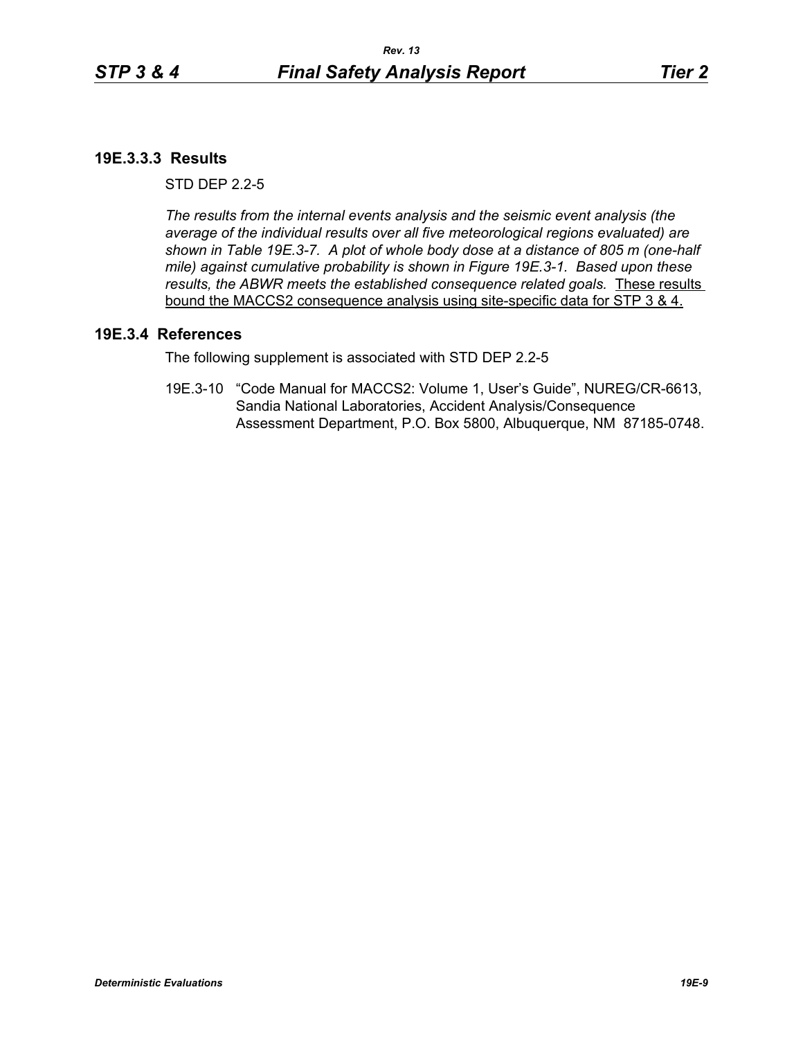### 19E.3.3.3 Results

STD DEP 2.2-5

*The results from the internal events analysis and the seismic event analysis (the average of the individual results over all five meteorological regions evaluated) are shown in Table 19E.3-7. A plot of whole body dose at a distance of 805 m (one-half mile) against cumulative probability is shown in Figure 19E.3-1. Based upon these results, the ABWR meets the established consequence related goals.* <u>These results bound the MACCS2 consequence analysis using site-specific data for STP 3 & 4.</u>

### 19E.3.4 References

The following supplement is associated with STD DEP 2.2-5

19E.3-10 "Code Manual for MACCS2: Volume 1, User's Guide", NUREG/CR-6613, Sandia National Laboratories, Accident Analysis/Consequence Assessment Department, P.O. Box 5800, Albuquerque, NM 87185-0748.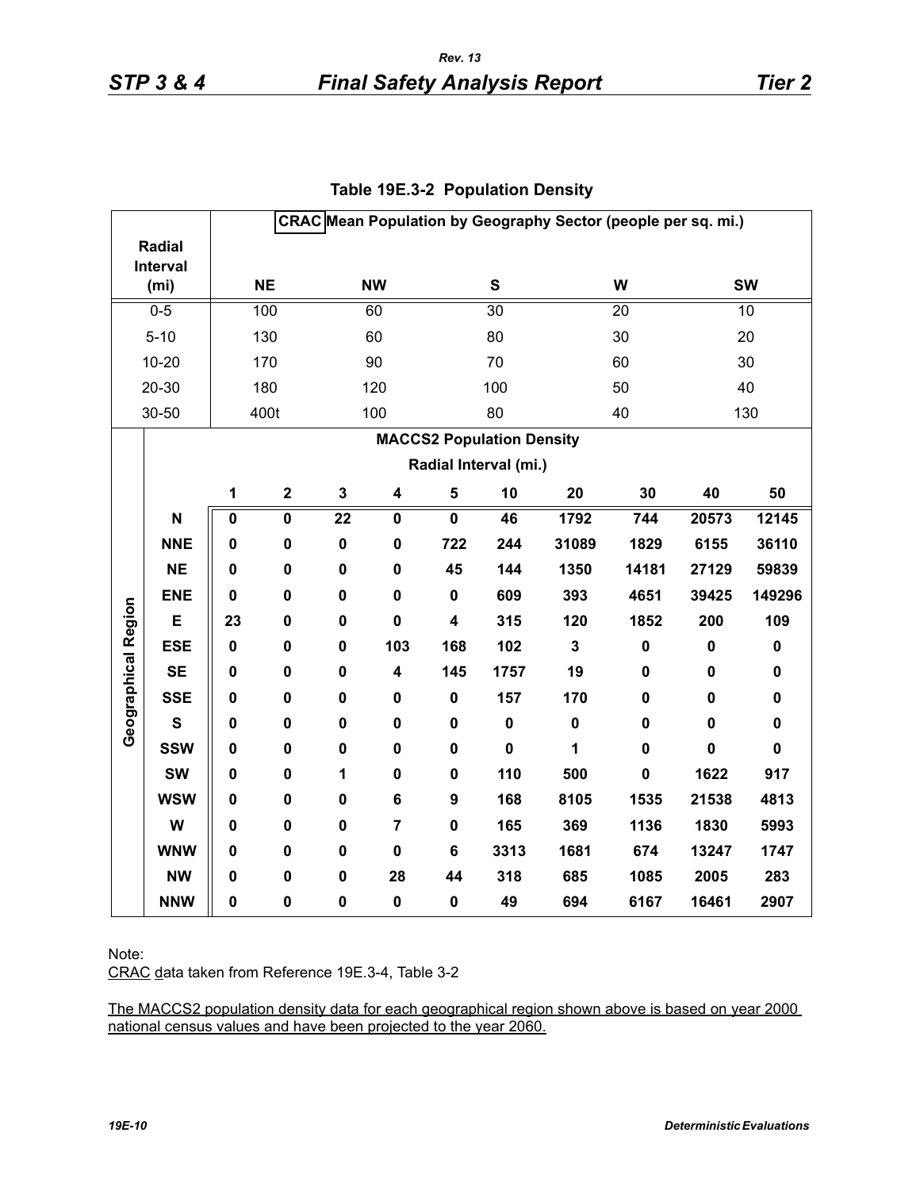**Table 19E.3-2 Population Density**

| Radial Interval (mi) | CRAC Mean Population by Geography Sector (people per sq. mi.) | | | | |
|---|---|---|---|---|---|
| | NE | NW | S | W | SW |
| 0-5 | 100 | 60 | 30 | 20 | 10 |
| 5-10 | 130 | 60 | 80 | 30 | 20 |
| 10-20 | 170 | 90 | 70 | 60 | 30 |
| 20-30 | 180 | 120 | 100 | 50 | 40 |
| 30-50 | 400t | 100 | 80 | 40 | 130 |

| Geographical Region | MACCS2 Population Density Radial Interval (mi.) | | | | | | | | | |
|---|---|---|---|---|---|---|---|---|---|---|
| | 1 | 2 | 3 | 4 | 5 | 10 | 20 | 30 | 40 | 50 |
| N | 0 | 0 | 22 | 0 | 0 | 46 | 1792 | 744 | 20573 | 12145 |
| NNE | 0 | 0 | 0 | 0 | 722 | 244 | 31089 | 1829 | 6155 | 36110 |
| NE | 0 | 0 | 0 | 0 | 45 | 144 | 1350 | 14181 | 27129 | 59839 |
| ENE | 0 | 0 | 0 | 0 | 0 | 609 | 393 | 4651 | 39425 | 149296 |
| E | 23 | 0 | 0 | 0 | 4 | 315 | 120 | 1852 | 200 | 109 |
| ESE | 0 | 0 | 0 | 103 | 168 | 102 | 3 | 0 | 0 | 0 |
| SE | 0 | 0 | 0 | 4 | 145 | 1757 | 19 | 0 | 0 | 0 |
| SSE | 0 | 0 | 0 | 0 | 0 | 157 | 170 | 0 | 0 | 0 |
| S | 0 | 0 | 0 | 0 | 0 | 0 | 0 | 0 | 0 | 0 |
| SSW | 0 | 0 | 0 | 0 | 0 | 0 | 1 | 0 | 0 | 0 |
| SW | 0 | 0 | 1 | 0 | 0 | 110 | 500 | 0 | 1622 | 917 |
| WSW | 0 | 0 | 0 | 6 | 9 | 168 | 8105 | 1535 | 21538 | 4813 |
| W | 0 | 0 | 0 | 7 | 0 | 165 | 369 | 1136 | 1830 | 5993 |
| WNW | 0 | 0 | 0 | 0 | 6 | 3313 | 1681 | 674 | 13247 | 1747 |
| NW | 0 | 0 | 0 | 28 | 44 | 318 | 685 | 1085 | 2005 | 283 |
| NNW | 0 | 0 | 0 | 0 | 0 | 49 | 694 | 6167 | 16461 | 2907 |

Note:

CRAC data taken from Reference 19E.3-4, Table 3-2

The MACCS2 population density data for each geographical region shown above is based on year 2000 national census values and have been projected to the year 2060.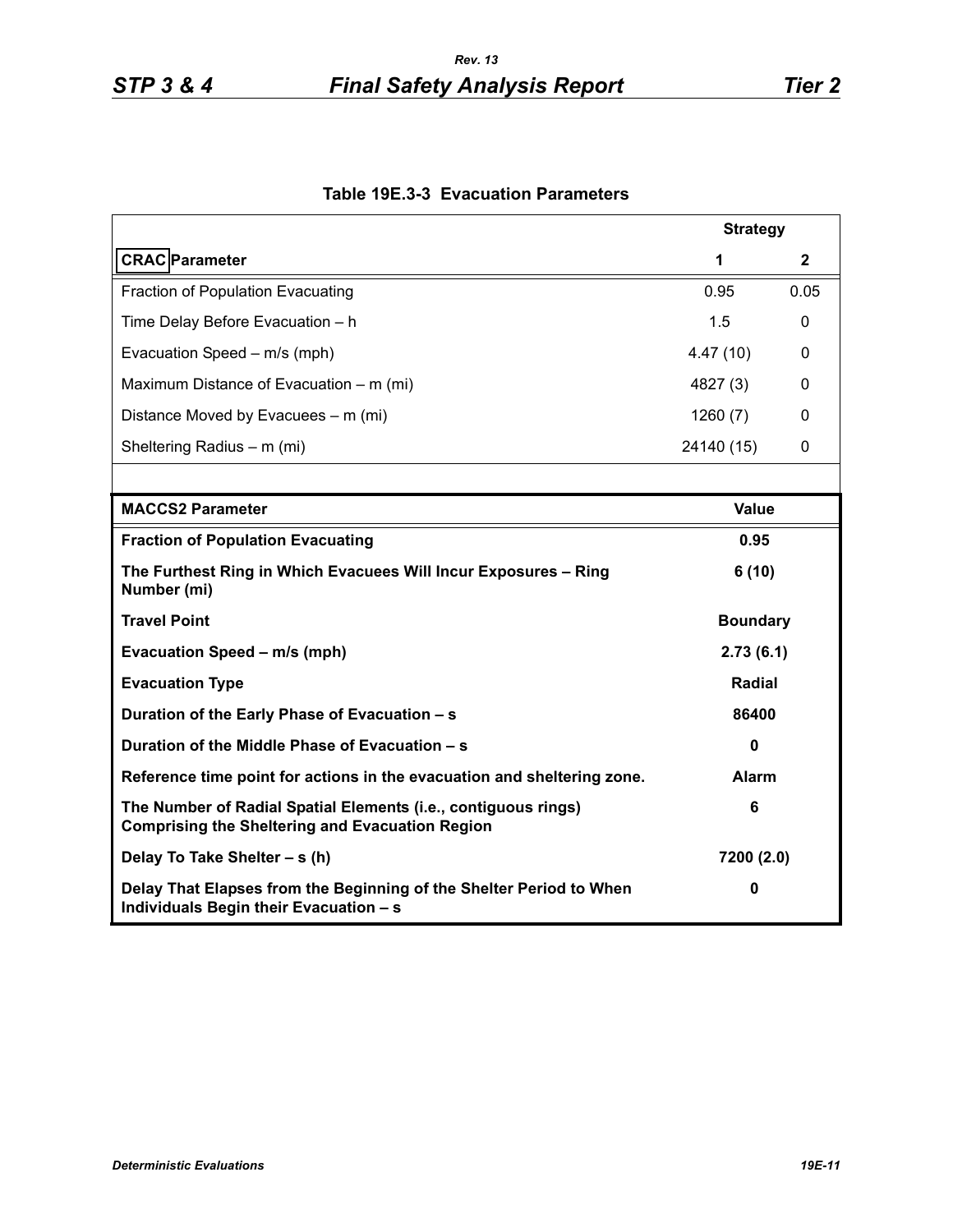**Table 19E.3-3 Evacuation Parameters**

| CRAC Parameter | Strategy 1 | Strategy 2 |
|---|---|---|
| Fraction of Population Evacuating | 0.95 | 0.05 |
| Time Delay Before Evacuation – h | 1.5 | 0 |
| Evacuation Speed – m/s (mph) | 4.47 (10) | 0 |
| Maximum Distance of Evacuation – m (mi) | 4827 (3) | 0 |
| Distance Moved by Evacuees – m (mi) | 1260 (7) | 0 |
| Sheltering Radius – m (mi) | 24140 (15) | 0 |

| **MACCS2 Parameter** | **Value** |
|---|---|
| **Fraction of Population Evacuating** | **0.95** |
| **The Furthest Ring in Which Evacuees Will Incur Exposures – Ring Number (mi)** | **6 (10)** |
| **Travel Point** | **Boundary** |
| **Evacuation Speed – m/s (mph)** | **2.73 (6.1)** |
| **Evacuation Type** | **Radial** |
| **Duration of the Early Phase of Evacuation – s** | **86400** |
| **Duration of the Middle Phase of Evacuation – s** | **0** |
| **Reference time point for actions in the evacuation and sheltering zone.** | **Alarm** |
| **The Number of Radial Spatial Elements (i.e., contiguous rings) Comprising the Sheltering and Evacuation Region** | **6** |
| **Delay To Take Shelter – s (h)** | **7200 (2.0)** |
| **Delay That Elapses from the Beginning of the Shelter Period to When Individuals Begin their Evacuation – s** | **0** |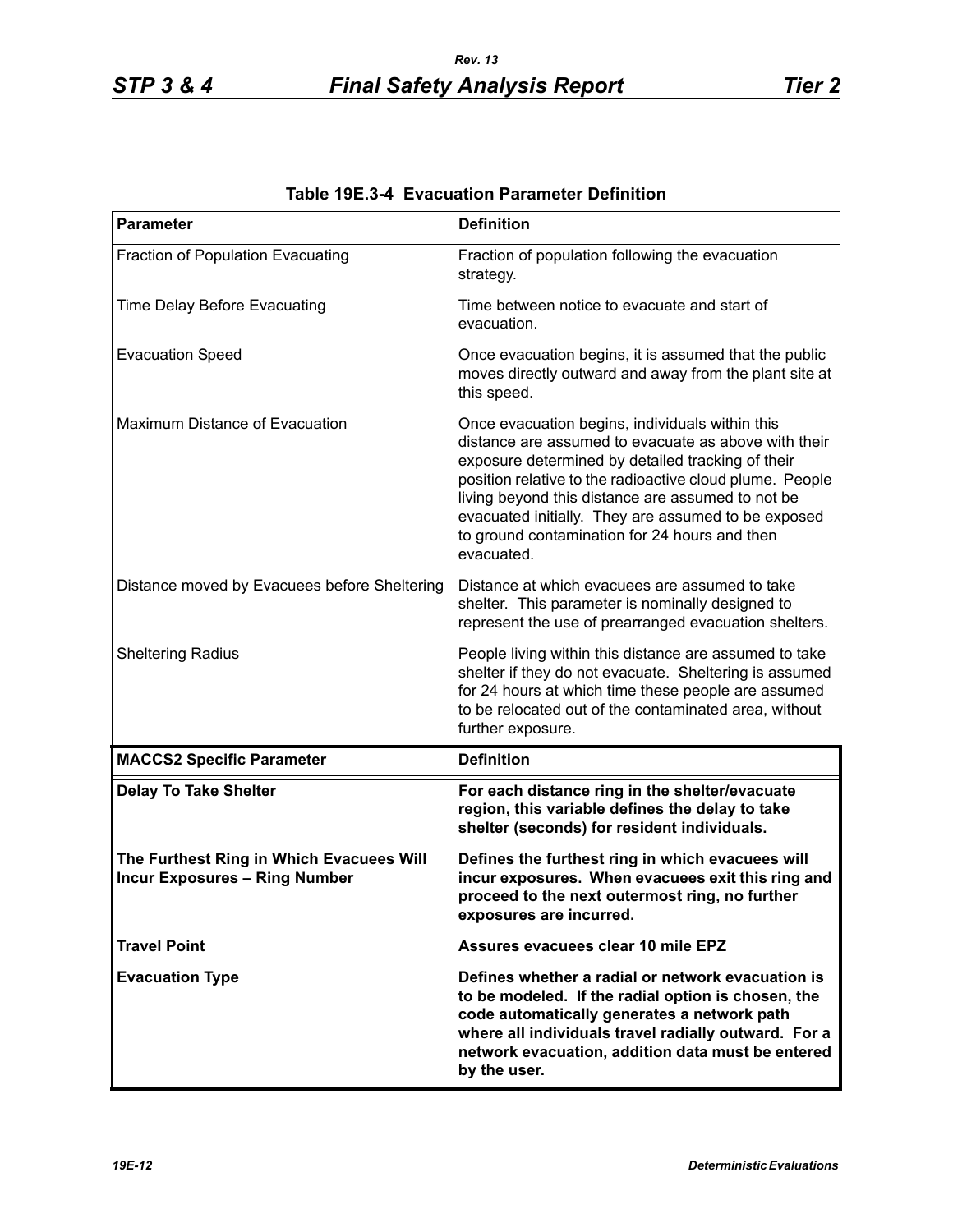**Table 19E.3-4 Evacuation Parameter Definition**

| Parameter | Definition |
|---|---|
| Fraction of Population Evacuating | Fraction of population following the evacuation strategy. |
| Time Delay Before Evacuating | Time between notice to evacuate and start of evacuation. |
| Evacuation Speed | Once evacuation begins, it is assumed that the public moves directly outward and away from the plant site at this speed. |
| Maximum Distance of Evacuation | Once evacuation begins, individuals within this distance are assumed to evacuate as above with their exposure determined by detailed tracking of their position relative to the radioactive cloud plume. People living beyond this distance are assumed to not be evacuated initially. They are assumed to be exposed to ground contamination for 24 hours and then evacuated. |
| Distance moved by Evacuees before Sheltering | Distance at which evacuees are assumed to take shelter. This parameter is nominally designed to represent the use of prearranged evacuation shelters. |
| Sheltering Radius | People living within this distance are assumed to take shelter if they do not evacuate. Sheltering is assumed for 24 hours at which time these people are assumed to be relocated out of the contaminated area, without further exposure. |
| **MACCS2 Specific Parameter** | **Definition** |
| **Delay To Take Shelter** | **For each distance ring in the shelter/evacuate region, this variable defines the delay to take shelter (seconds) for resident individuals.** |
| **The Furthest Ring in Which Evacuees Will Incur Exposures – Ring Number** | **Defines the furthest ring in which evacuees will incur exposures. When evacuees exit this ring and proceed to the next outermost ring, no further exposures are incurred.** |
| **Travel Point** | **Assures evacuees clear 10 mile EPZ** |
| **Evacuation Type** | **Defines whether a radial or network evacuation is to be modeled. If the radial option is chosen, the code automatically generates a network path where all individuals travel radially outward. For a network evacuation, addition data must be entered by the user.** |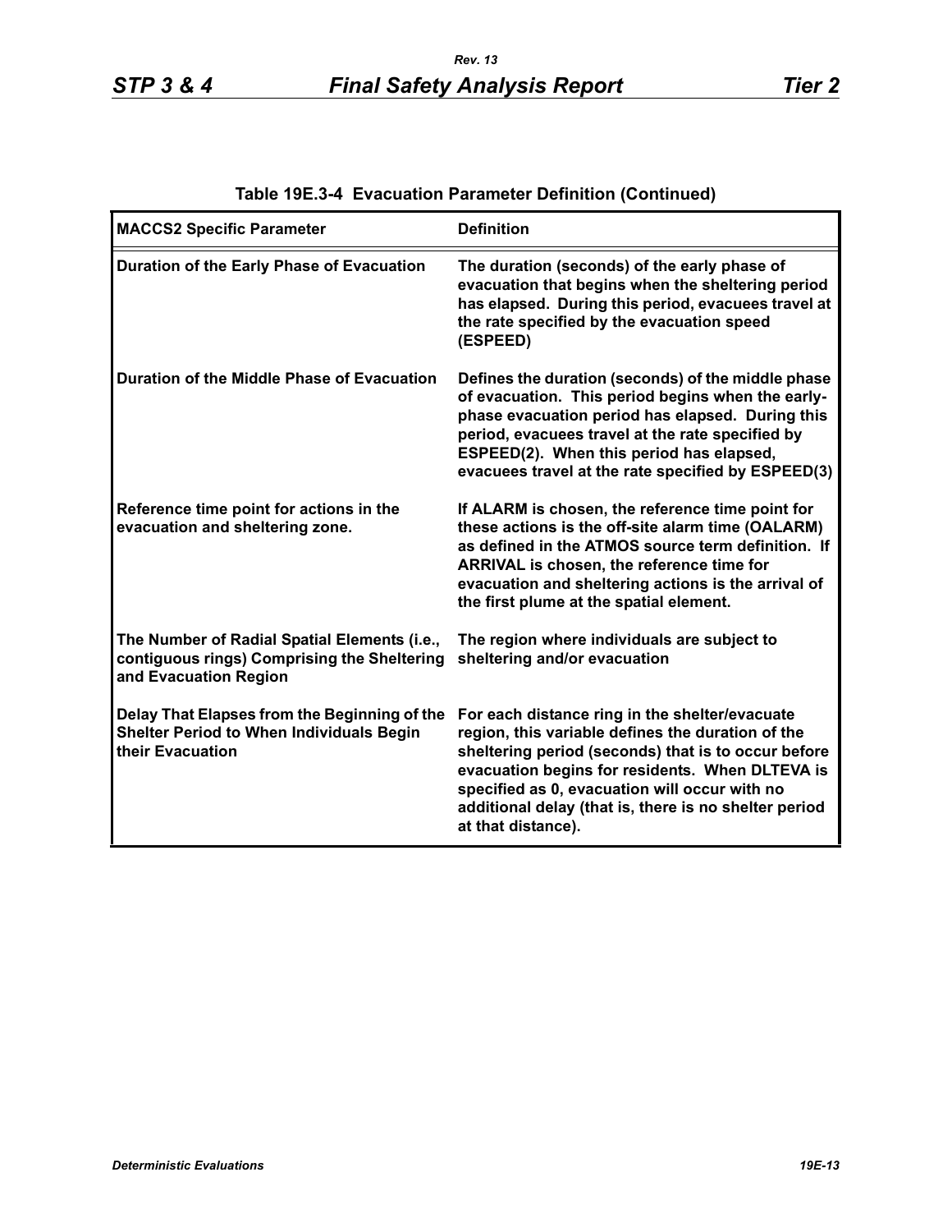**Table 19E.3-4 Evacuation Parameter Definition (Continued)**

| MACCS2 Specific Parameter | Definition |
|---|---|
| Duration of the Early Phase of Evacuation | The duration (seconds) of the early phase of evacuation that begins when the sheltering period has elapsed. During this period, evacuees travel at the rate specified by the evacuation speed (ESPEED) |
| Duration of the Middle Phase of Evacuation | Defines the duration (seconds) of the middle phase of evacuation. This period begins when the early-phase evacuation period has elapsed. During this period, evacuees travel at the rate specified by ESPEED(2). When this period has elapsed, evacuees travel at the rate specified by ESPEED(3) |
| Reference time point for actions in the evacuation and sheltering zone. | If ALARM is chosen, the reference time point for these actions is the off-site alarm time (OALARM) as defined in the ATMOS source term definition. If ARRIVAL is chosen, the reference time for evacuation and sheltering actions is the arrival of the first plume at the spatial element. |
| The Number of Radial Spatial Elements (i.e., contiguous rings) Comprising the Sheltering and Evacuation Region | The region where individuals are subject to sheltering and/or evacuation |
| Delay That Elapses from the Beginning of the Shelter Period to When Individuals Begin their Evacuation | For each distance ring in the shelter/evacuate region, this variable defines the duration of the sheltering period (seconds) that is to occur before evacuation begins for residents. When DLTEVA is specified as 0, evacuation will occur with no additional delay (that is, there is no shelter period at that distance). |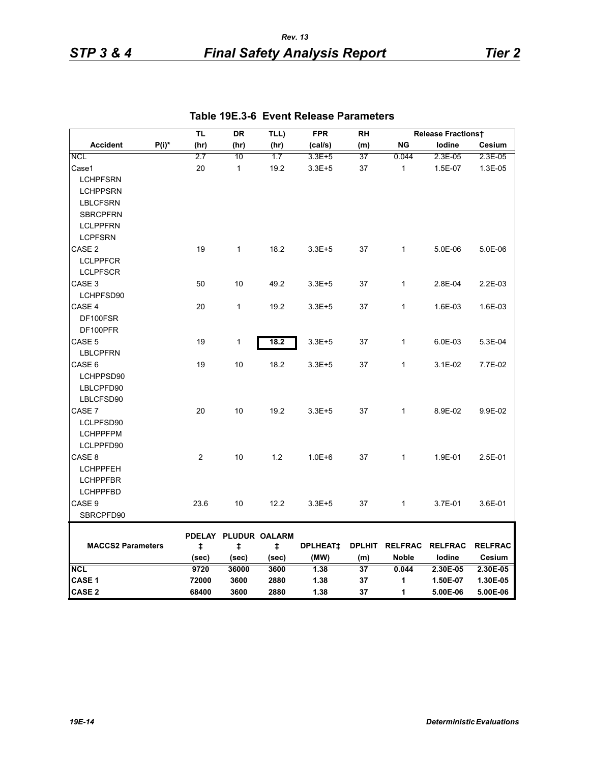**Table 19E.3-6 Event Release Parameters**

| Accident | P(i)* | TL (hr) | DR (hr) | TLL) (hr) | FPR (cal/s) | RH (m) | Release Fractions† NG | Iodine | Cesium |
|---|---|---|---|---|---|---|---|---|---|
| NCL | | 2.7 | 10 | 1.7 | 3.3E+5 | 37 | 0.044 | 2.3E-05 | 2.3E-05 |
| Case1 | | 20 | 1 | 19.2 | 3.3E+5 | 37 | 1 | 1.5E-07 | 1.3E-05 |
| LCHPFSRN | | | | | | | | | |
| LCHPPSRN | | | | | | | | | |
| LBLCFSRN | | | | | | | | | |
| SBRCPFRN | | | | | | | | | |
| LCLPPFRN | | | | | | | | | |
| LCPFSRN | | | | | | | | | |
| CASE 2 | | 19 | 1 | 18.2 | 3.3E+5 | 37 | 1 | 5.0E-06 | 5.0E-06 |
| LCLPPFCR | | | | | | | | | |
| LCLPFSCR | | | | | | | | | |
| CASE 3 | | 50 | 10 | 49.2 | 3.3E+5 | 37 | 1 | 2.8E-04 | 2.2E-03 |
| LCHPFSD90 | | | | | | | | | |
| CASE 4 | | 20 | 1 | 19.2 | 3.3E+5 | 37 | 1 | 1.6E-03 | 1.6E-03 |
| DF100FSR | | | | | | | | | |
| DF100PFR | | | | | | | | | |
| CASE 5 | | 19 | 1 | 18.2 | 3.3E+5 | 37 | 1 | 6.0E-03 | 5.3E-04 |
| LBLCPFRN | | | | | | | | | |
| CASE 6 | | 19 | 10 | 18.2 | 3.3E+5 | 37 | 1 | 3.1E-02 | 7.7E-02 |
| LCHPPSD90 | | | | | | | | | |
| LBLCPFD90 | | | | | | | | | |
| LBLCFSD90 | | | | | | | | | |
| CASE 7 | | 20 | 10 | 19.2 | 3.3E+5 | 37 | 1 | 8.9E-02 | 9.9E-02 |
| LCLPFSD90 | | | | | | | | | |
| LCHPPFPM | | | | | | | | | |
| LCLPPFD90 | | | | | | | | | |
| CASE 8 | | 2 | 10 | 1.2 | 1.0E+6 | 37 | 1 | 1.9E-01 | 2.5E-01 |
| LCHPPFEH | | | | | | | | | |
| LCHPPFBR | | | | | | | | | |
| LCHPPFBD | | | | | | | | | |
| CASE 9 | | 23.6 | 10 | 12.2 | 3.3E+5 | 37 | 1 | 3.7E-01 | 3.6E-01 |
| SBRCPFD90 | | | | | | | | | |

| MACCS2 Parameters | PDELAY ‡ (sec) | PLUDUR ‡ (sec) | OALARM ‡ (sec) | DPLHEAT‡ (MW) | DPLHIT (m) | RELFRAC Noble | RELFRAC Iodine | RELFRAC Cesium |
|---|---|---|---|---|---|---|---|---|
| **NCL** | **9720** | **36000** | **3600** | **1.38** | **37** | **0.044** | **2.30E-05** | **2.30E-05** |
| **CASE 1** | **72000** | **3600** | **2880** | **1.38** | **37** | **1** | **1.50E-07** | **1.30E-05** |
| **CASE 2** | **68400** | **3600** | **2880** | **1.38** | **37** | **1** | **5.00E-06** | **5.00E-06** |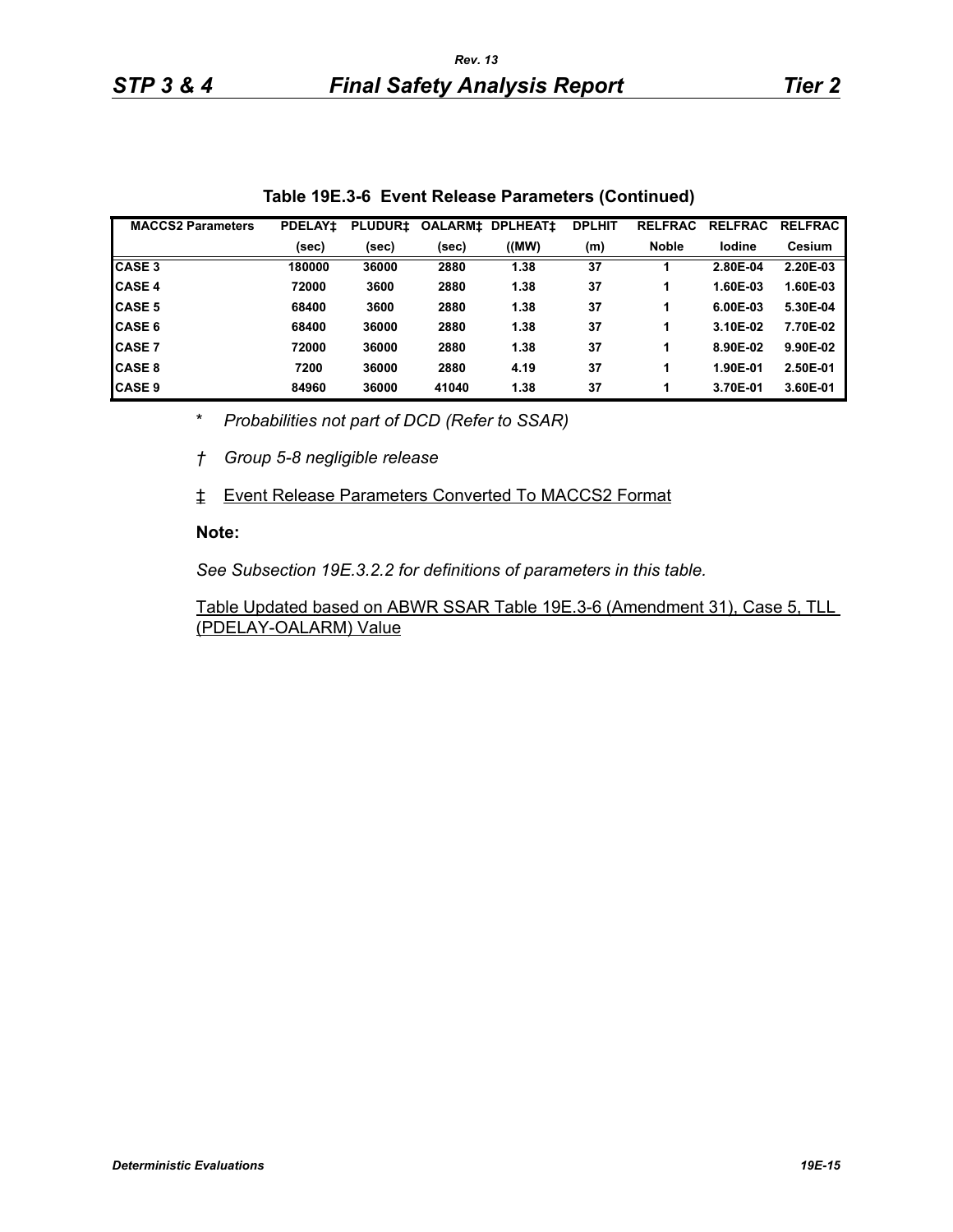**Table 19E.3-6 Event Release Parameters (Continued)**

| MACCS2 Parameters | PDELAY‡ | PLUDUR‡ | OALARM‡ | DPLHEAT‡ | DPLHIT | RELFRAC | RELFRAC | RELFRAC |
|---|---|---|---|---|---|---|---|---|
| | (sec) | (sec) | (sec) | ((MW) | (m) | Noble | Iodine | Cesium |
| CASE 3 | 180000 | 36000 | 2880 | 1.38 | 37 | 1 | 2.80E-04 | 2.20E-03 |
| CASE 4 | 72000 | 3600 | 2880 | 1.38 | 37 | 1 | 1.60E-03 | 1.60E-03 |
| CASE 5 | 68400 | 3600 | 2880 | 1.38 | 37 | 1 | 6.00E-03 | 5.30E-04 |
| CASE 6 | 68400 | 36000 | 2880 | 1.38 | 37 | 1 | 3.10E-02 | 7.70E-02 |
| CASE 7 | 72000 | 36000 | 2880 | 1.38 | 37 | 1 | 8.90E-02 | 9.90E-02 |
| CASE 8 | 7200 | 36000 | 2880 | 4.19 | 37 | 1 | 1.90E-01 | 2.50E-01 |
| CASE 9 | 84960 | 36000 | 41040 | 1.38 | 37 | 1 | 3.70E-01 | 3.60E-01 |

\* *Probabilities not part of DCD (Refer to SSAR)*

† *Group 5-8 negligible release*

‡ Event Release Parameters Converted To MACCS2 Format

**Note:**

*See Subsection 19E.3.2.2 for definitions of parameters in this table.*

Table Updated based on ABWR SSAR Table 19E.3-6 (Amendment 31), Case 5, TLL (PDELAY-OALARM) Value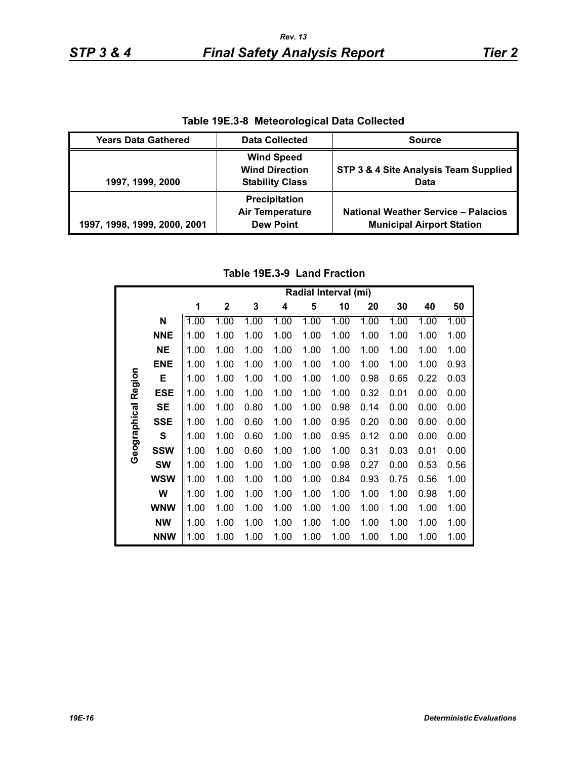**Table 19E.3-8 Meteorological Data Collected**

| Years Data Gathered | Data Collected | Source |
|---|---|---|
| 1997, 1999, 2000 | Wind Speed<br>Wind Direction<br>Stability Class | STP 3 & 4 Site Analysis Team Supplied Data |
| 1997, 1998, 1999, 2000, 2001 | Precipitation<br>Air Temperature<br>Dew Point | National Weather Service – Palacios Municipal Airport Station |

**Table 19E.3-9 Land Fraction**

| | | Radial Interval (mi) | | | | | | | | | |
|---|---|---|---|---|---|---|---|---|---|---|---|
| | | 1 | 2 | 3 | 4 | 5 | 10 | 20 | 30 | 40 | 50 |
| Geographical Region | N | 1.00 | 1.00 | 1.00 | 1.00 | 1.00 | 1.00 | 1.00 | 1.00 | 1.00 | 1.00 |
| | NNE | 1.00 | 1.00 | 1.00 | 1.00 | 1.00 | 1.00 | 1.00 | 1.00 | 1.00 | 1.00 |
| | NE | 1.00 | 1.00 | 1.00 | 1.00 | 1.00 | 1.00 | 1.00 | 1.00 | 1.00 | 1.00 |
| | ENE | 1.00 | 1.00 | 1.00 | 1.00 | 1.00 | 1.00 | 1.00 | 1.00 | 1.00 | 0.93 |
| | E | 1.00 | 1.00 | 1.00 | 1.00 | 1.00 | 1.00 | 0.98 | 0.65 | 0.22 | 0.03 |
| | ESE | 1.00 | 1.00 | 1.00 | 1.00 | 1.00 | 1.00 | 0.32 | 0.01 | 0.00 | 0.00 |
| | SE | 1.00 | 1.00 | 0.80 | 1.00 | 1.00 | 0.98 | 0.14 | 0.00 | 0.00 | 0.00 |
| | SSE | 1.00 | 1.00 | 0.60 | 1.00 | 1.00 | 0.95 | 0.20 | 0.00 | 0.00 | 0.00 |
| | S | 1.00 | 1.00 | 0.60 | 1.00 | 1.00 | 0.95 | 0.12 | 0.00 | 0.00 | 0.00 |
| | SSW | 1.00 | 1.00 | 0.60 | 1.00 | 1.00 | 1.00 | 0.31 | 0.03 | 0.01 | 0.00 |
| | SW | 1.00 | 1.00 | 1.00 | 1.00 | 1.00 | 0.98 | 0.27 | 0.00 | 0.53 | 0.56 |
| | WSW | 1.00 | 1.00 | 1.00 | 1.00 | 1.00 | 0.84 | 0.93 | 0.75 | 0.56 | 1.00 |
| | W | 1.00 | 1.00 | 1.00 | 1.00 | 1.00 | 1.00 | 1.00 | 1.00 | 0.98 | 1.00 |
| | WNW | 1.00 | 1.00 | 1.00 | 1.00 | 1.00 | 1.00 | 1.00 | 1.00 | 1.00 | 1.00 |
| | NW | 1.00 | 1.00 | 1.00 | 1.00 | 1.00 | 1.00 | 1.00 | 1.00 | 1.00 | 1.00 |
| | NNW | 1.00 | 1.00 | 1.00 | 1.00 | 1.00 | 1.00 | 1.00 | 1.00 | 1.00 | 1.00 |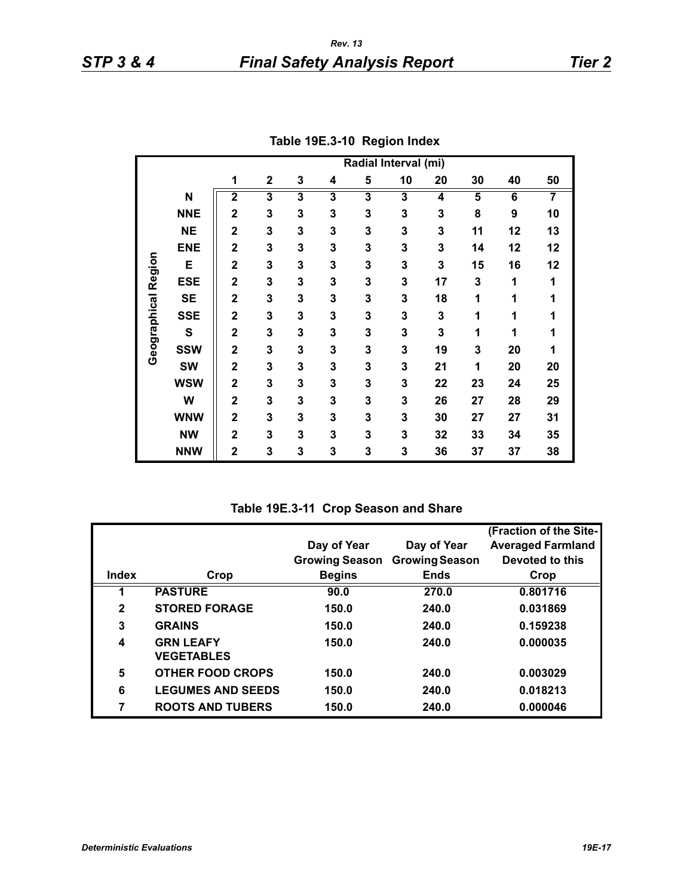**Table 19E.3-10 Region Index**

| Geographical Region | Radial Interval (mi) | | | | | | | | | |
|---|---|---|---|---|---|---|---|---|---|---|
| | 1 | 2 | 3 | 4 | 5 | 10 | 20 | 30 | 40 | 50 |
| N | 2 | 3 | 3 | 3 | 3 | 3 | 4 | 5 | 6 | 7 |
| NNE | 2 | 3 | 3 | 3 | 3 | 3 | 3 | 8 | 9 | 10 |
| NE | 2 | 3 | 3 | 3 | 3 | 3 | 3 | 11 | 12 | 13 |
| ENE | 2 | 3 | 3 | 3 | 3 | 3 | 3 | 14 | 12 | 12 |
| E | 2 | 3 | 3 | 3 | 3 | 3 | 3 | 15 | 16 | 12 |
| ESE | 2 | 3 | 3 | 3 | 3 | 3 | 17 | 3 | 1 | 1 |
| SE | 2 | 3 | 3 | 3 | 3 | 3 | 18 | 1 | 1 | 1 |
| SSE | 2 | 3 | 3 | 3 | 3 | 3 | 3 | 1 | 1 | 1 |
| S | 2 | 3 | 3 | 3 | 3 | 3 | 3 | 1 | 1 | 1 |
| SSW | 2 | 3 | 3 | 3 | 3 | 3 | 19 | 3 | 20 | 1 |
| SW | 2 | 3 | 3 | 3 | 3 | 3 | 21 | 1 | 20 | 20 |
| WSW | 2 | 3 | 3 | 3 | 3 | 3 | 22 | 23 | 24 | 25 |
| W | 2 | 3 | 3 | 3 | 3 | 3 | 26 | 27 | 28 | 29 |
| WNW | 2 | 3 | 3 | 3 | 3 | 3 | 30 | 27 | 27 | 31 |
| NW | 2 | 3 | 3 | 3 | 3 | 3 | 32 | 33 | 34 | 35 |
| NNW | 2 | 3 | 3 | 3 | 3 | 3 | 36 | 37 | 37 | 38 |

**Table 19E.3-11 Crop Season and Share**

| Index | Crop | Day of Year Growing Season Begins | Day of Year Growing Season Ends | (Fraction of the Site-Averaged Farmland Devoted to this Crop |
|---|---|---|---|---|
| 1 | PASTURE | 90.0 | 270.0 | 0.801716 |
| 2 | STORED FORAGE | 150.0 | 240.0 | 0.031869 |
| 3 | GRAINS | 150.0 | 240.0 | 0.159238 |
| 4 | GRN LEAFY VEGETABLES | 150.0 | 240.0 | 0.000035 |
| 5 | OTHER FOOD CROPS | 150.0 | 240.0 | 0.003029 |
| 6 | LEGUMES AND SEEDS | 150.0 | 240.0 | 0.018213 |
| 7 | ROOTS AND TUBERS | 150.0 | 240.0 | 0.000046 |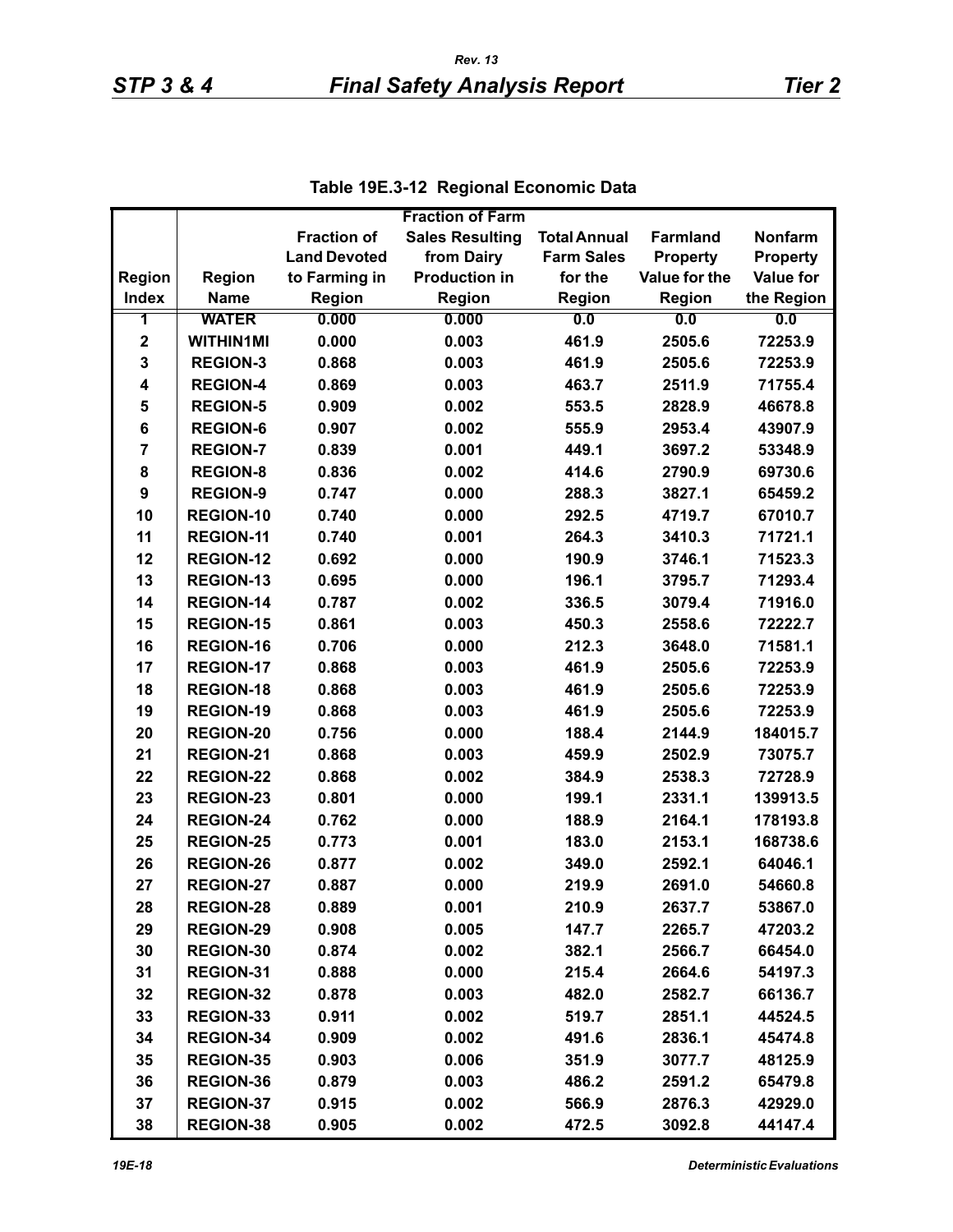**Table 19E.3-12 Regional Economic Data**

| Region Index | Region Name | Fraction of Land Devoted to Farming in Region | Fraction of Farm Sales Resulting from Dairy Production in Region | Total Annual Farm Sales for the Region | Farmland Property Value for the Region | Nonfarm Property Value for the Region |
|---|---|---|---|---|---|---|
| 1 | WATER | 0.000 | 0.000 | 0.0 | 0.0 | 0.0 |
| 2 | WITHIN1MI | 0.000 | 0.003 | 461.9 | 2505.6 | 72253.9 |
| 3 | REGION-3 | 0.868 | 0.003 | 461.9 | 2505.6 | 72253.9 |
| 4 | REGION-4 | 0.869 | 0.003 | 463.7 | 2511.9 | 71755.4 |
| 5 | REGION-5 | 0.909 | 0.002 | 553.5 | 2828.9 | 46678.8 |
| 6 | REGION-6 | 0.907 | 0.002 | 555.9 | 2953.4 | 43907.9 |
| 7 | REGION-7 | 0.839 | 0.001 | 449.1 | 3697.2 | 53348.9 |
| 8 | REGION-8 | 0.836 | 0.002 | 414.6 | 2790.9 | 69730.6 |
| 9 | REGION-9 | 0.747 | 0.000 | 288.3 | 3827.1 | 65459.2 |
| 10 | REGION-10 | 0.740 | 0.000 | 292.5 | 4719.7 | 67010.7 |
| 11 | REGION-11 | 0.740 | 0.001 | 264.3 | 3410.3 | 71721.1 |
| 12 | REGION-12 | 0.692 | 0.000 | 190.9 | 3746.1 | 71523.3 |
| 13 | REGION-13 | 0.695 | 0.000 | 196.1 | 3795.7 | 71293.4 |
| 14 | REGION-14 | 0.787 | 0.002 | 336.5 | 3079.4 | 71916.0 |
| 15 | REGION-15 | 0.861 | 0.003 | 450.3 | 2558.6 | 72222.7 |
| 16 | REGION-16 | 0.706 | 0.000 | 212.3 | 3648.0 | 71581.1 |
| 17 | REGION-17 | 0.868 | 0.003 | 461.9 | 2505.6 | 72253.9 |
| 18 | REGION-18 | 0.868 | 0.003 | 461.9 | 2505.6 | 72253.9 |
| 19 | REGION-19 | 0.868 | 0.003 | 461.9 | 2505.6 | 72253.9 |
| 20 | REGION-20 | 0.756 | 0.000 | 188.4 | 2144.9 | 184015.7 |
| 21 | REGION-21 | 0.868 | 0.003 | 459.9 | 2502.9 | 73075.7 |
| 22 | REGION-22 | 0.868 | 0.002 | 384.9 | 2538.3 | 72728.9 |
| 23 | REGION-23 | 0.801 | 0.000 | 199.1 | 2331.1 | 139913.5 |
| 24 | REGION-24 | 0.762 | 0.000 | 188.9 | 2164.1 | 178193.8 |
| 25 | REGION-25 | 0.773 | 0.001 | 183.0 | 2153.1 | 168738.6 |
| 26 | REGION-26 | 0.877 | 0.002 | 349.0 | 2592.1 | 64046.1 |
| 27 | REGION-27 | 0.887 | 0.000 | 219.9 | 2691.0 | 54660.8 |
| 28 | REGION-28 | 0.889 | 0.001 | 210.9 | 2637.7 | 53867.0 |
| 29 | REGION-29 | 0.908 | 0.005 | 147.7 | 2265.7 | 47203.2 |
| 30 | REGION-30 | 0.874 | 0.002 | 382.1 | 2566.7 | 66454.0 |
| 31 | REGION-31 | 0.888 | 0.000 | 215.4 | 2664.6 | 54197.3 |
| 32 | REGION-32 | 0.878 | 0.003 | 482.0 | 2582.7 | 66136.7 |
| 33 | REGION-33 | 0.911 | 0.002 | 519.7 | 2851.1 | 44524.5 |
| 34 | REGION-34 | 0.909 | 0.002 | 491.6 | 2836.1 | 45474.8 |
| 35 | REGION-35 | 0.903 | 0.006 | 351.9 | 3077.7 | 48125.9 |
| 36 | REGION-36 | 0.879 | 0.003 | 486.2 | 2591.2 | 65479.8 |
| 37 | REGION-37 | 0.915 | 0.002 | 566.9 | 2876.3 | 42929.0 |
| 38 | REGION-38 | 0.905 | 0.002 | 472.5 | 3092.8 | 44147.4 |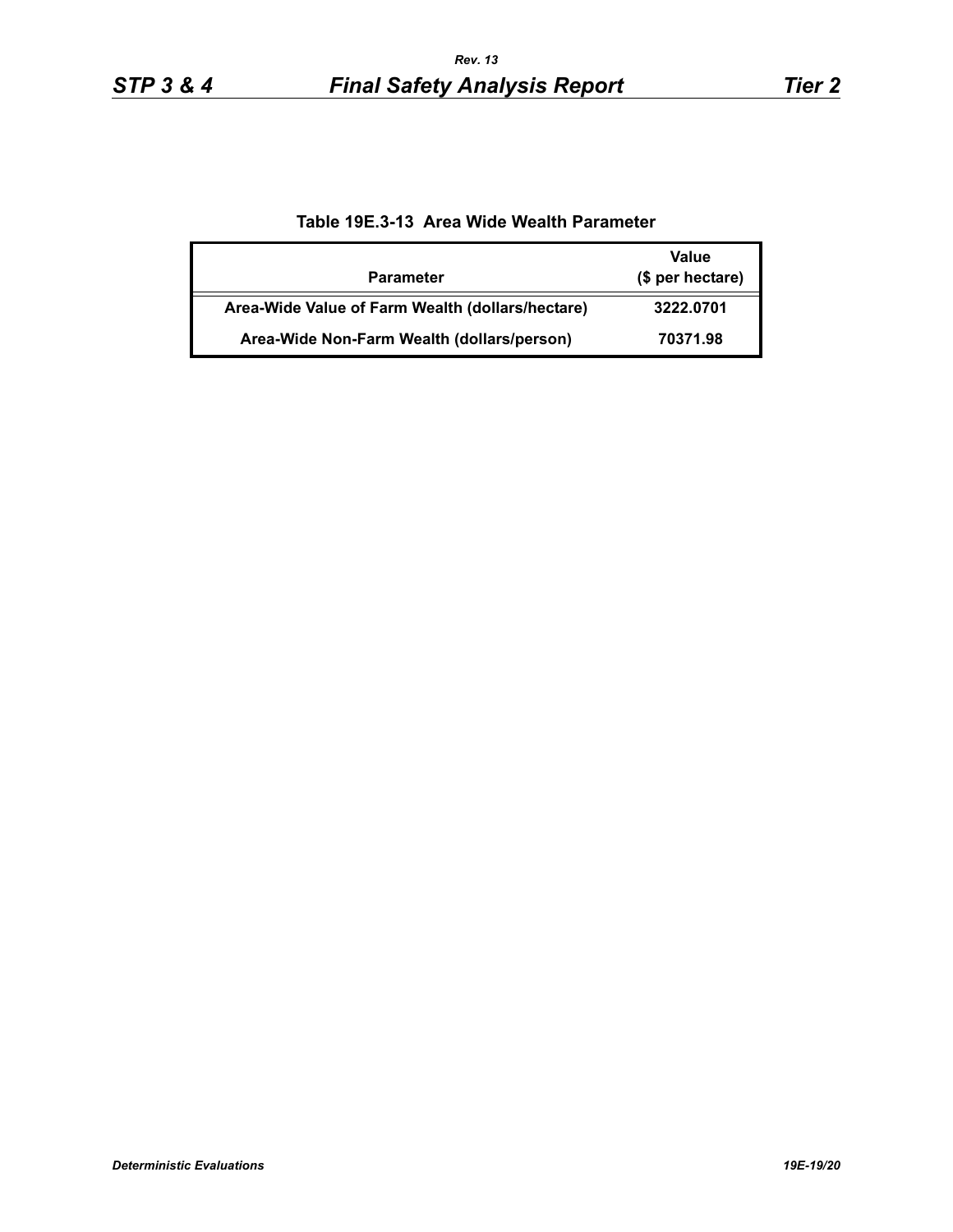Table 19E.3-13 Area Wide Wealth Parameter

| Parameter | Value ($ per hectare) |
|---|---|
| Area-Wide Value of Farm Wealth (dollars/hectare) | 3222.0701 |
| Area-Wide Non-Farm Wealth (dollars/person) | 70371.98 |